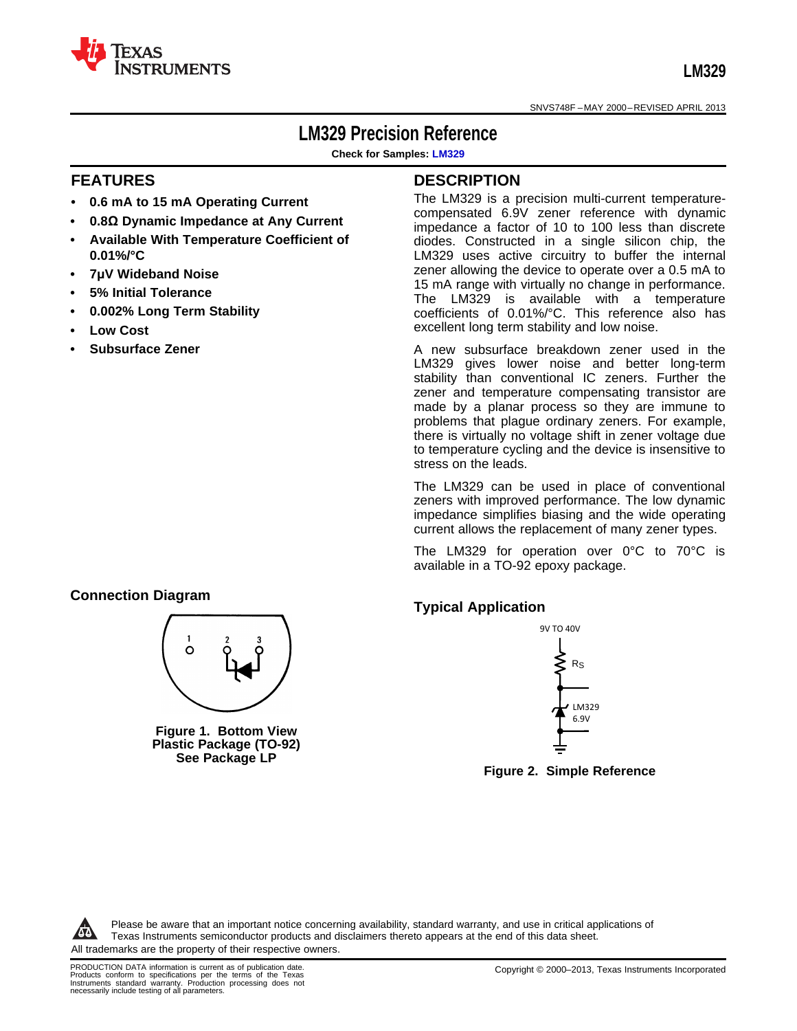# LM329 Precision Reference

**Check for Samples: LM329**

## FEATURES

- **0.6 mA to 15 mA Operating Current**
- **0.8Ω Dynamic Impedance at Any Current**
- **Available With Temperature Coefficient of 0.01%/°C**
- **7μV Wideband Noise**
- **5% Initial Tolerance**
- **0.002% Long Term Stability**
- **Low Cost**
- **Subsurface Zener**

## DESCRIPTION

The LM329 is a precision multi-current temperature-compensated 6.9V zener reference with dynamic impedance a factor of 10 to 100 less than discrete diodes. Constructed in a single silicon chip, the LM329 uses active circuitry to buffer the internal zener allowing the device to operate over a 0.5 mA to 15 mA range with virtually no change in performance. The LM329 is available with a temperature coefficients of 0.01%/°C. This reference also has excellent long term stability and low noise.

A new subsurface breakdown zener used in the LM329 gives lower noise and better long-term stability than conventional IC zeners. Further the zener and temperature compensating transistor are made by a planar process so they are immune to problems that plague ordinary zeners. For example, there is virtually no voltage shift in zener voltage due to temperature cycling and the device is insensitive to stress on the leads.

The LM329 can be used in place of conventional zeners with improved performance. The low dynamic impedance simplifies biasing and the wide operating current allows the replacement of many zener types.

The LM329 for operation over 0°C to 70°C is available in a TO-92 epoxy package.

### Connection Diagram

**Figure 1. Bottom View Plastic Package (TO-92) See Package LP**

### Typical Application

**Figure 2. Simple Reference**

Please be aware that an important notice concerning availability, standard warranty, and use in critical applications of Texas Instruments semiconductor products and disclaimers thereto appears at the end of this data sheet.

All trademarks are the property of their respective owners.

PRODUCTION DATA information is current as of publication date. Products conform to specifications per the terms of the Texas Instruments standard warranty. Production processing does not necessarily include testing of all parameters.

Copyright © 2000–2013, Texas Instruments Incorporated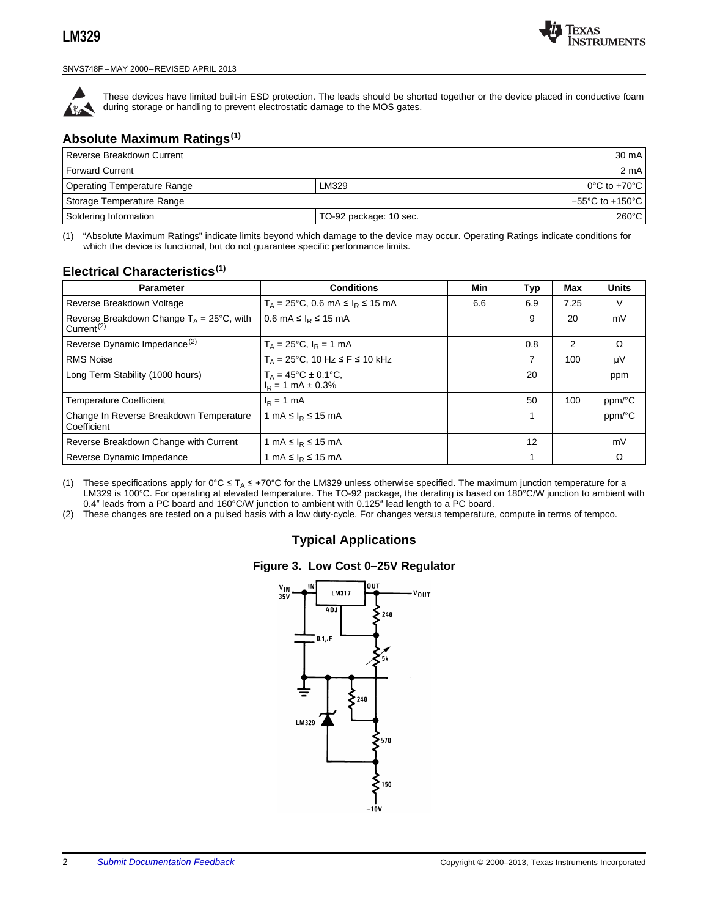These devices have limited built-in ESD protection. The leads should be shorted together or the device placed in conductive foam during storage or handling to prevent electrostatic damage to the MOS gates.

## Absolute Maximum Ratings(1)

| | | |
|---|---|---|
| Reverse Breakdown Current | | 30 mA |
| Forward Current | | 2 mA |
| Operating Temperature Range | LM329 | 0°C to +70°C |
| Storage Temperature Range | | −55°C to +150°C |
| Soldering Information | TO-92 package: 10 sec. | 260°C |

(1) “Absolute Maximum Ratings” indicate limits beyond which damage to the device may occur. Operating Ratings indicate conditions for which the device is functional, but do not guarantee specific performance limits.

## Electrical Characteristics(1)

| Parameter | Conditions | Min | Typ | Max | Units |
|---|---|---|---|---|---|
| Reverse Breakdown Voltage | $T_A$ = 25°C, 0.6 mA ≤ $I_R$ ≤ 15 mA | 6.6 | 6.9 | 7.25 | V |
| Reverse Breakdown Change $T_A$ = 25°C, with Current(2) | 0.6 mA ≤ $I_R$ ≤ 15 mA | | 9 | 20 | mV |
| Reverse Dynamic Impedance(2) | $T_A$ = 25°C, $I_R$ = 1 mA | | 0.8 | 2 | Ω |
| RMS Noise | $T_A$ = 25°C, 10 Hz ≤ F ≤ 10 kHz | | 7 | 100 | μV |
| Long Term Stability (1000 hours) | $T_A$ = 45°C ± 0.1°C, $I_R$ = 1 mA ± 0.3% | | 20 | | ppm |
| Temperature Coefficient | $I_R$ = 1 mA | | 50 | 100 | ppm/°C |
| Change In Reverse Breakdown Temperature Coefficient | 1 mA ≤ $I_R$ ≤ 15 mA | | 1 | | ppm/°C |
| Reverse Breakdown Change with Current | 1 mA ≤ $I_R$ ≤ 15 mA | | 12 | | mV |
| Reverse Dynamic Impedance | 1 mA ≤ $I_R$ ≤ 15 mA | | 1 | | Ω |

(1) These specifications apply for 0°C ≤ $T_A$ ≤ +70°C for the LM329 unless otherwise specified. The maximum junction temperature for a LM329 is 100°C. For operating at elevated temperature. The TO-92 package, the derating is based on 180°C/W junction to ambient with 0.4″ leads from a PC board and 160°C/W junction to ambient with 0.125″ lead length to a PC board.

(2) These changes are tested on a pulsed basis with a low duty-cycle. For changes versus temperature, compute in terms of tempco.

## Typical Applications

**Figure 3. Low Cost 0–25V Regulator**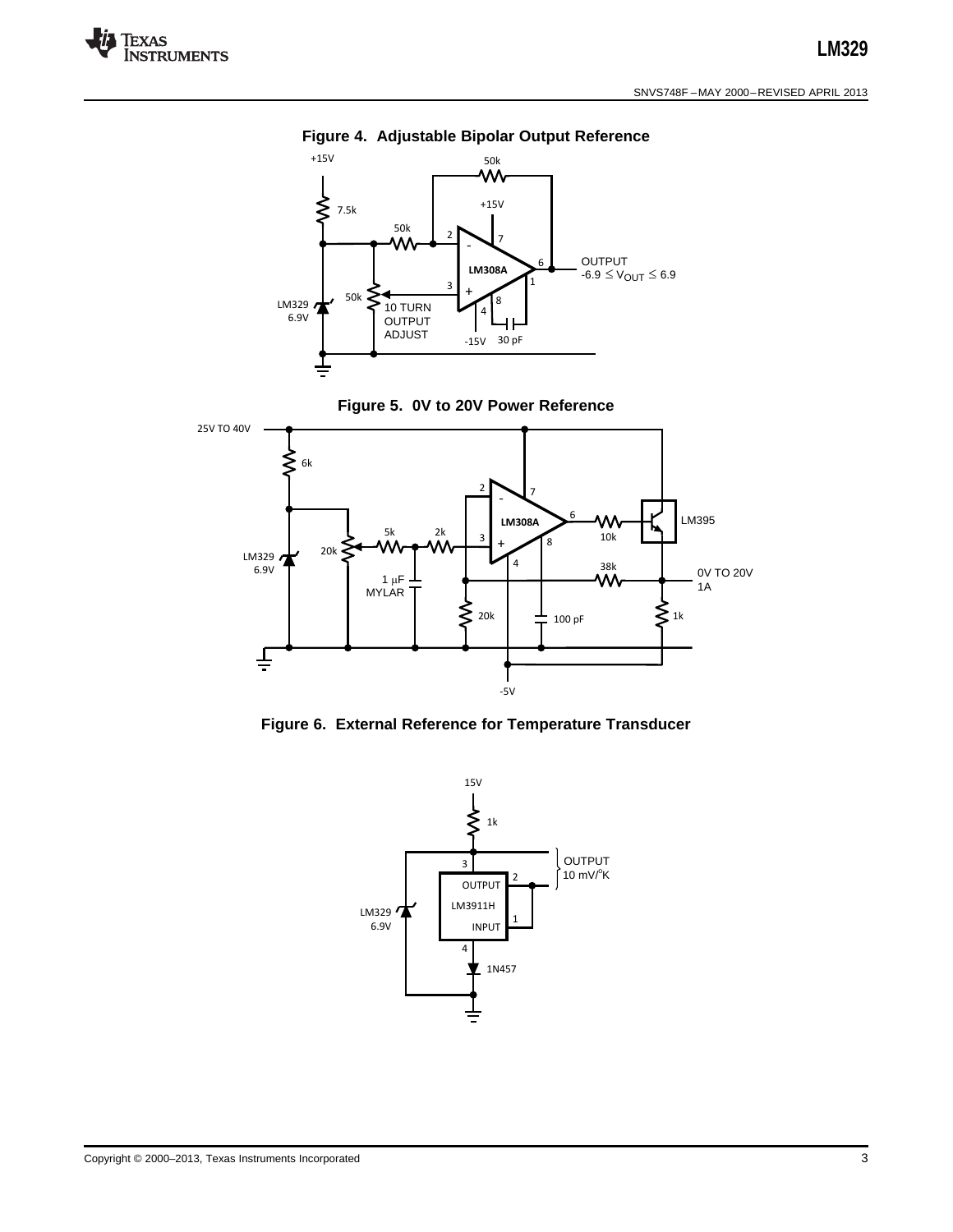**Figure 4. Adjustable Bipolar Output Reference**

**Figure 5. 0V to 20V Power Reference**

**Figure 6. External Reference for Temperature Transducer**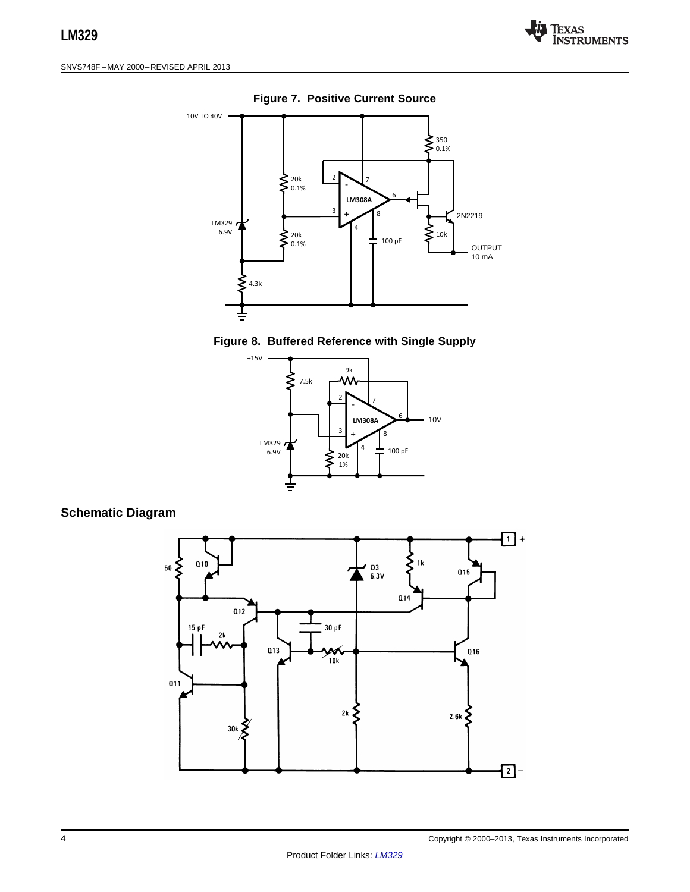**Figure 7. Positive Current Source**

**Figure 8. Buffered Reference with Single Supply**

## Schematic Diagram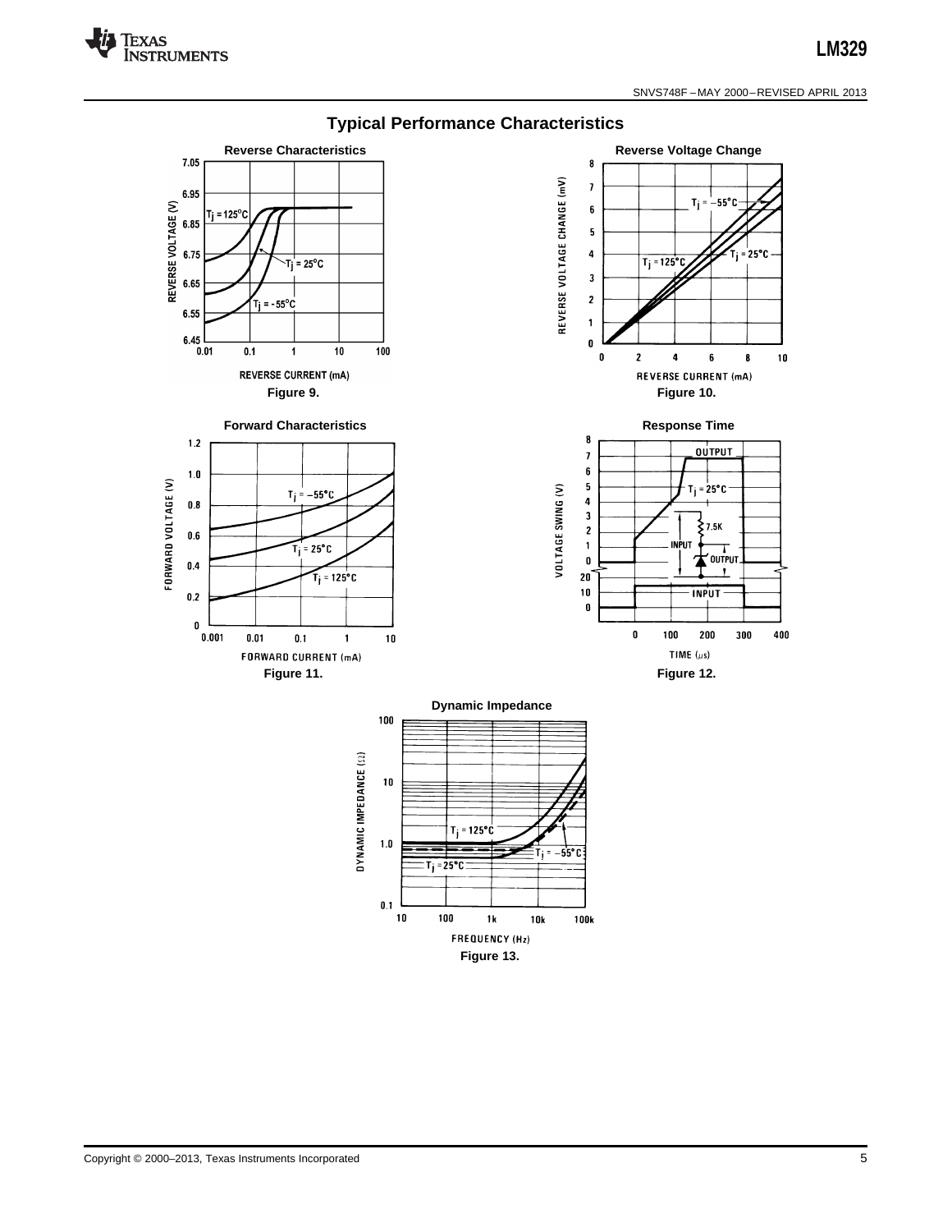## Typical Performance Characteristics

**Reverse Characteristics**

Figure 9.

**Reverse Voltage Change**

Figure 10.

**Forward Characteristics**

Figure 11.

**Response Time**

Figure 12.

**Dynamic Impedance**

Figure 13.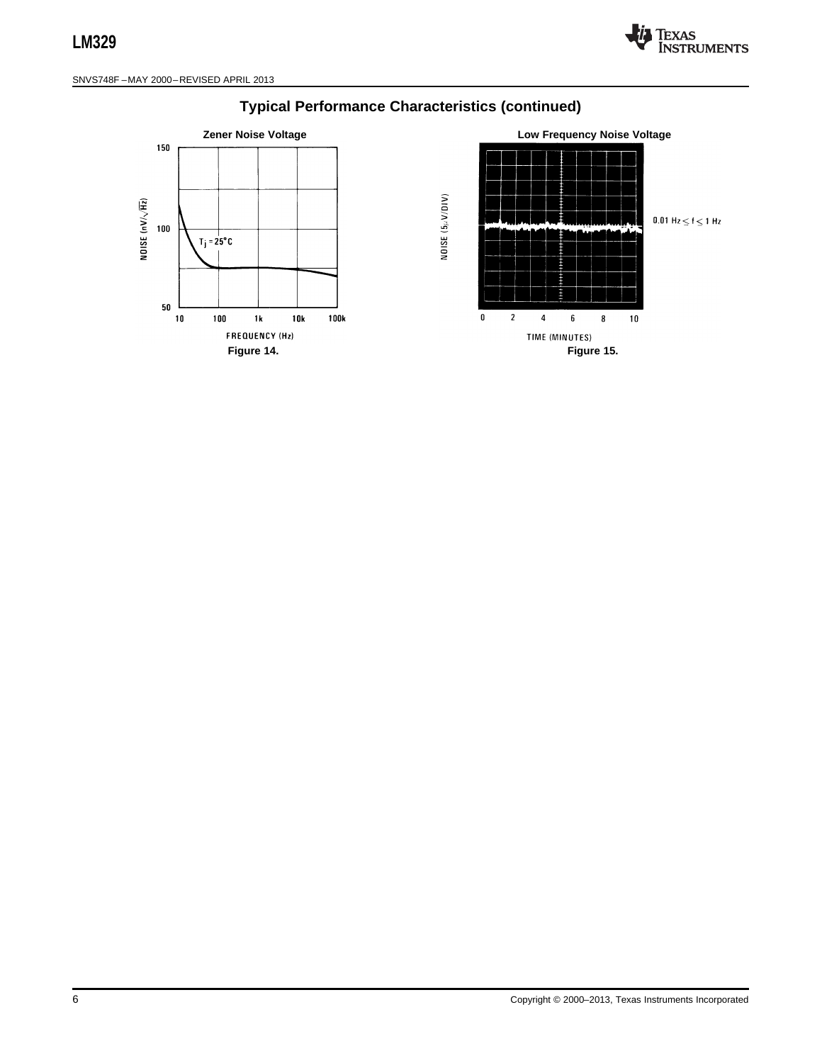## Typical Performance Characteristics (continued)

**Zener Noise Voltage**

150

NOISE (nV/√Hz)

100

$T_j = 25°C$

50

10 100 1k 10k 100k

FREQUENCY (Hz)

**Figure 14.**

**Low Frequency Noise Voltage**

NOISE (5μV/DIV)

0.01 Hz ≤ f ≤ 1 Hz

0 2 4 6 8 10

TIME (MINUTES)

**Figure 15.**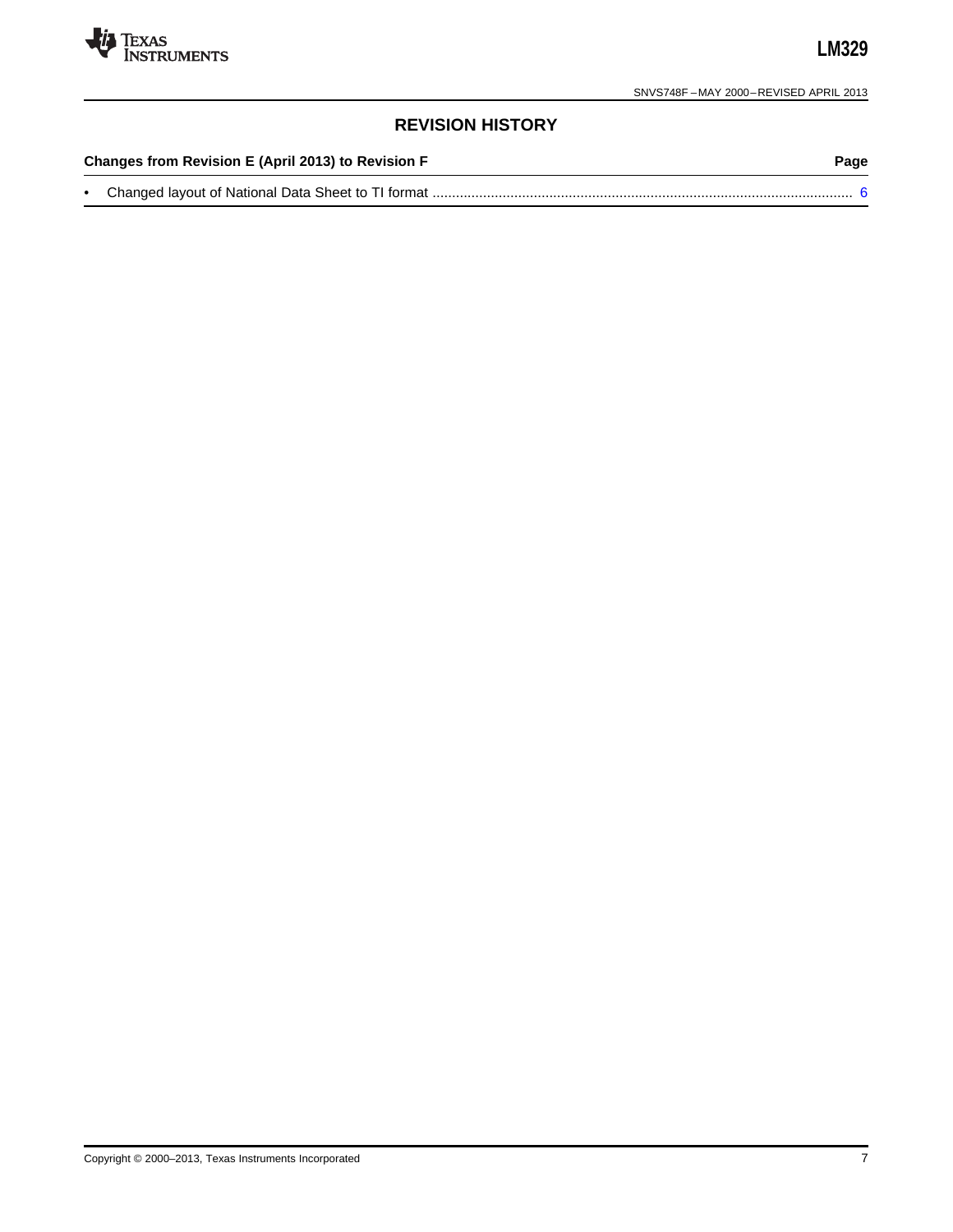## REVISION HISTORY

| Changes from Revision E (April 2013) to Revision F | Page |
| --- | --- |
| • Changed layout of National Data Sheet to TI format | 6 |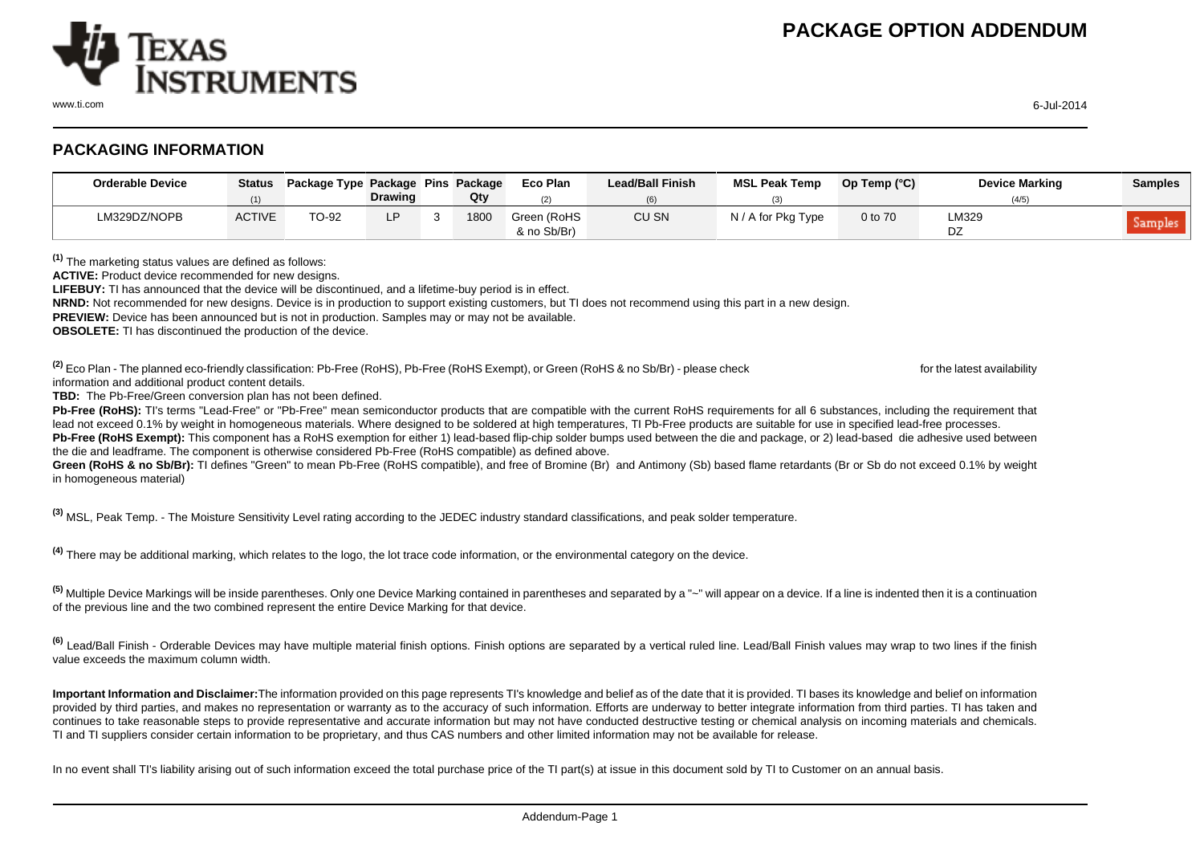# PACKAGE OPTION ADDENDUM

## PACKAGING INFORMATION

| Orderable Device | Status (1) | Package Type | Package Drawing | Pins | Package Qty | Eco Plan (2) | Lead/Ball Finish (6) | MSL Peak Temp (3) | Op Temp (°C) | Device Marking (4/5) | Samples |
|---|---|---|---|---|---|---|---|---|---|---|---|
| LM329DZ/NOPB | ACTIVE | TO-92 | LP | 3 | 1800 | Green (RoHS & no Sb/Br) | CU SN | N / A for Pkg Type | 0 to 70 | LM329 DZ | Samples |

[1] The marketing status values are defined as follows:

**ACTIVE:** Product device recommended for new designs.

**LIFEBUY:** TI has announced that the device will be discontinued, and a lifetime-buy period is in effect.

**NRND:** Not recommended for new designs. Device is in production to support existing customers, but TI does not recommend using this part in a new design.

**PREVIEW:** Device has been announced but is not in production. Samples may or may not be available.

**OBSOLETE:** TI has discontinued the production of the device.

[2] Eco Plan - The planned eco-friendly classification: Pb-Free (RoHS), Pb-Free (RoHS Exempt), or Green (RoHS & no Sb/Br) - please check for the latest availability information and additional product content details.

**TBD:** The Pb-Free/Green conversion plan has not been defined.

**Pb-Free (RoHS):** TI's terms "Lead-Free" or "Pb-Free" mean semiconductor products that are compatible with the current RoHS requirements for all 6 substances, including the requirement that lead not exceed 0.1% by weight in homogeneous materials. Where designed to be soldered at high temperatures, TI Pb-Free products are suitable for use in specified lead-free processes.

**Pb-Free (RoHS Exempt):** This component has a RoHS exemption for either 1) lead-based flip-chip solder bumps used between the die and package, or 2) lead-based die adhesive used between the die and leadframe. The component is otherwise considered Pb-Free (RoHS compatible) as defined above.

**Green (RoHS & no Sb/Br):** TI defines "Green" to mean Pb-Free (RoHS compatible), and free of Bromine (Br) and Antimony (Sb) based flame retardants (Br or Sb do not exceed 0.1% by weight in homogeneous material)

[3] MSL, Peak Temp. - The Moisture Sensitivity Level rating according to the JEDEC industry standard classifications, and peak solder temperature.

[4] There may be additional marking, which relates to the logo, the lot trace code information, or the environmental category on the device.

[5] Multiple Device Markings will be inside parentheses. Only one Device Marking contained in parentheses and separated by a "~" will appear on a device. If a line is indented then it is a continuation of the previous line and the two combined represent the entire Device Marking for that device.

[6] Lead/Ball Finish - Orderable Devices may have multiple material finish options. Finish options are separated by a vertical ruled line. Lead/Ball Finish values may wrap to two lines if the finish value exceeds the maximum column width.

**Important Information and Disclaimer:** The information provided on this page represents TI's knowledge and belief as of the date that it is provided. TI bases its knowledge and belief on information provided by third parties, and makes no representation or warranty as to the accuracy of such information. Efforts are underway to better integrate information from third parties. TI has taken and continues to take reasonable steps to provide representative and accurate information but may not have conducted destructive testing or chemical analysis on incoming materials and chemicals. TI and TI suppliers consider certain information to be proprietary, and thus CAS numbers and other limited information may not be available for release.

In no event shall TI's liability arising out of such information exceed the total purchase price of the TI part(s) at issue in this document sold by TI to Customer on an annual basis.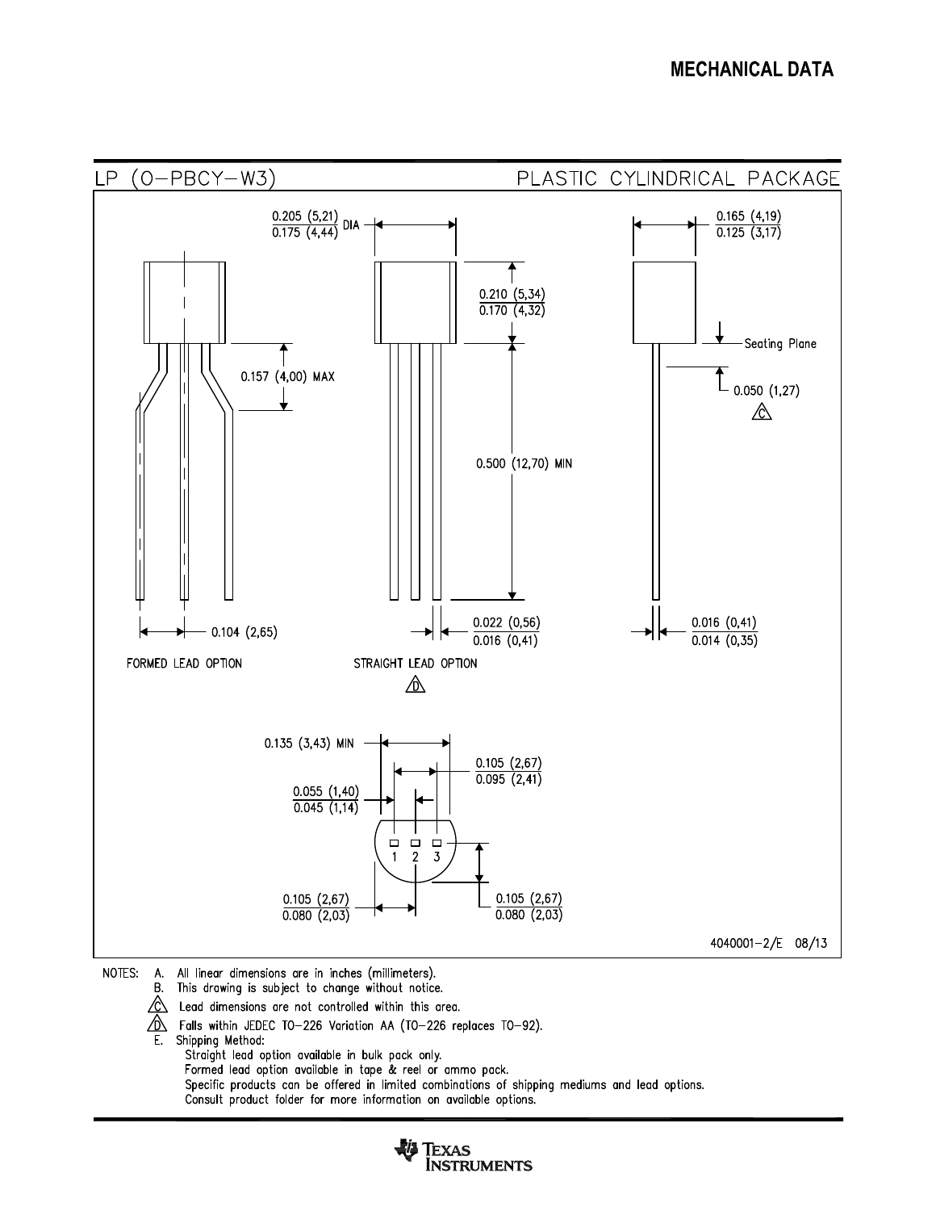## MECHANICAL DATA

**LP (O-PBCY-W3)** — PLASTIC CYLINDRICAL PACKAGE

0.205 (5,21) / 0.175 (4,44) DIA

0.165 (4,19) / 0.125 (3,17)

0.210 (5,34) / 0.170 (4,32)

0.157 (4,00) MAX

Seating Plane

0.050 (1,27) C

0.500 (12,70) MIN

0.104 (2,65)

0.022 (0,56) / 0.016 (0,41)

0.016 (0,41) / 0.014 (0,35)

FORMED LEAD OPTION

STRAIGHT LEAD OPTION D

0.135 (3,43) MIN

0.105 (2,67) / 0.095 (2,41)

0.055 (1,40) / 0.045 (1,14)

1 2 3

0.105 (2,67) / 0.080 (2,03)

0.105 (2,67) / 0.080 (2,03)

4040001-2/E 08/13

NOTES:

A. All linear dimensions are in inches (millimeters).

B. This drawing is subject to change without notice.

C. Lead dimensions are not controlled within this area.

D. Falls within JEDEC TO-226 Variation AA (TO-226 replaces TO-92).

E. Shipping Method:
  Straight lead option available in bulk pack only.
  Formed lead option available in tape & reel or ammo pack.
  Specific products can be offered in limited combinations of shipping mediums and lead options.
  Consult product folder for more information on available options.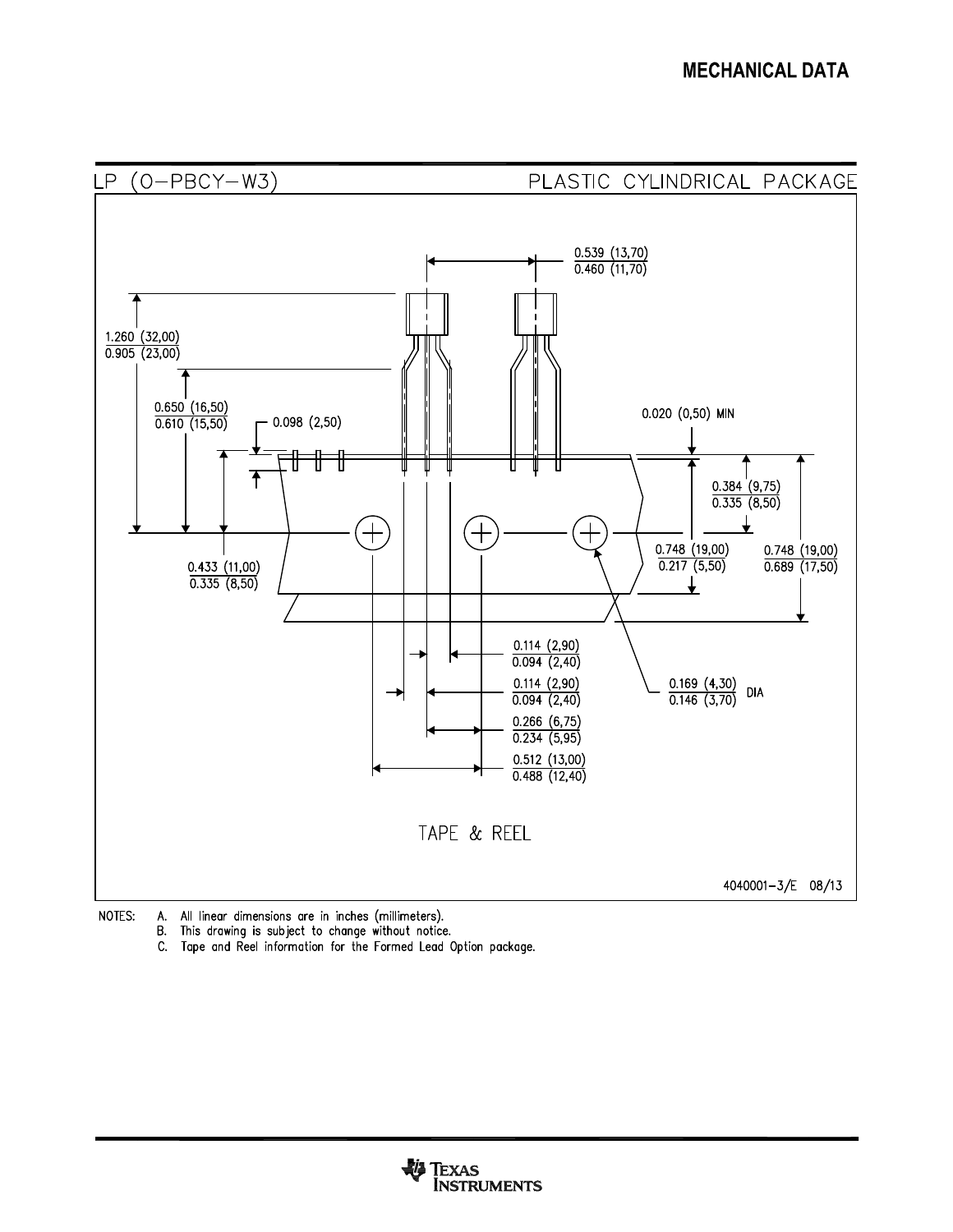LP (O-PBCY-W3) PLASTIC CYLINDRICAL PACKAGE

0.539 (13,70)
0.460 (11,70)

1.260 (32,00)
0.905 (23,00)

0.650 (16,50)
0.610 (15,50)

0.098 (2,50)

0.020 (0,50) MIN

0.384 (9,75)
0.335 (8,50)

0.748 (19,00)
0.217 (5,50)

0.748 (19,00)
0.689 (17,50)

0.433 (11,00)
0.335 (8,50)

0.114 (2,90)
0.094 (2,40)

0.114 (2,90)
0.094 (2,40)

0.169 (4,30)
0.146 (3,70) DIA

0.266 (6,75)
0.234 (5,95)

0.512 (13,00)
0.488 (12,40)

TAPE & REEL

4040001-3/E 08/13

NOTES:
A. All linear dimensions are in inches (millimeters).
B. This drawing is subject to change without notice.
C. Tape and Reel information for the Formed Lead Option package.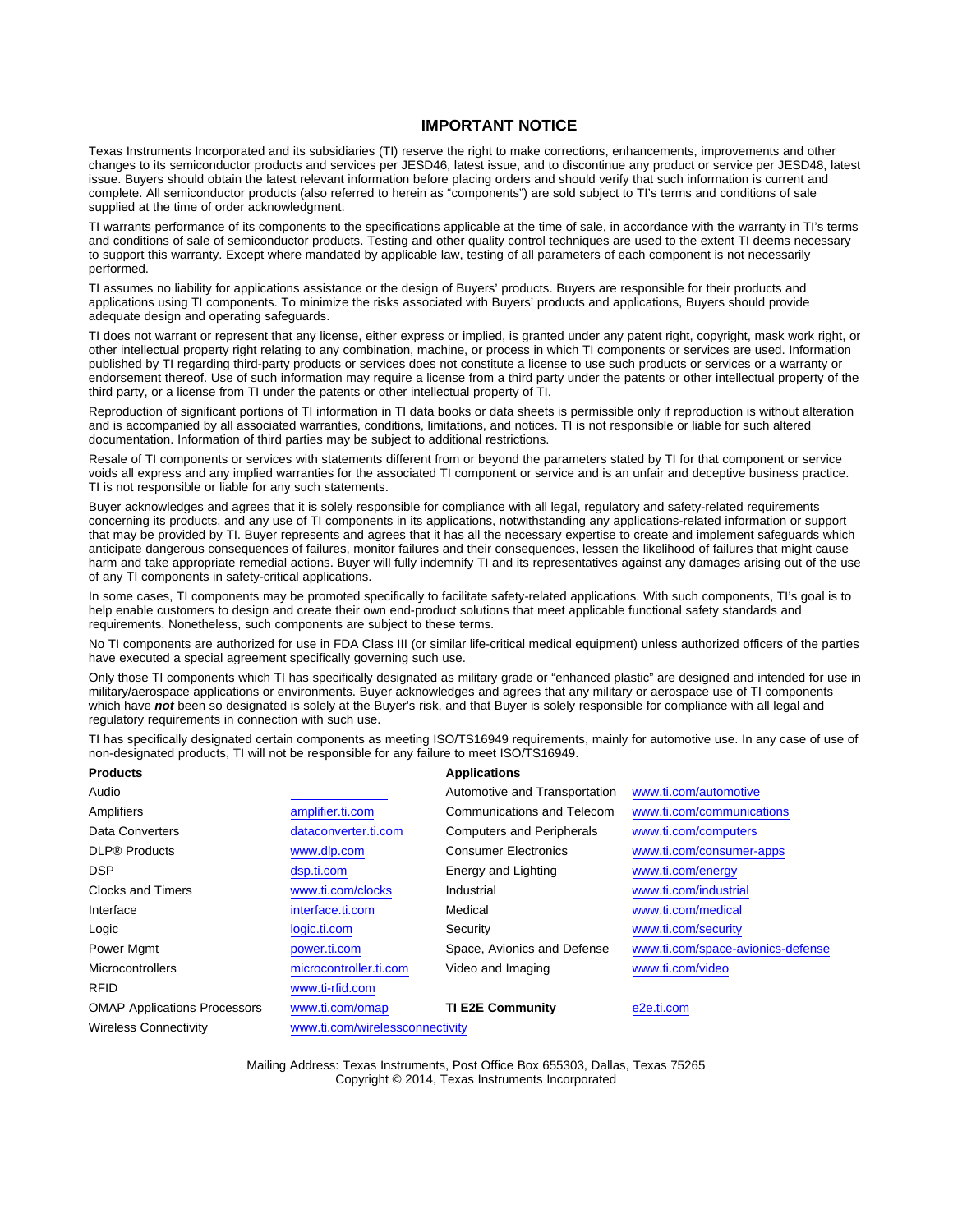## IMPORTANT NOTICE

Texas Instruments Incorporated and its subsidiaries (TI) reserve the right to make corrections, enhancements, improvements and other changes to its semiconductor products and services per JESD46, latest issue, and to discontinue any product or service per JESD48, latest issue. Buyers should obtain the latest relevant information before placing orders and should verify that such information is current and complete. All semiconductor products (also referred to herein as "components") are sold subject to TI's terms and conditions of sale supplied at the time of order acknowledgment.

TI warrants performance of its components to the specifications applicable at the time of sale, in accordance with the warranty in TI's terms and conditions of sale of semiconductor products. Testing and other quality control techniques are used to the extent TI deems necessary to support this warranty. Except where mandated by applicable law, testing of all parameters of each component is not necessarily performed.

TI assumes no liability for applications assistance or the design of Buyers' products. Buyers are responsible for their products and applications using TI components. To minimize the risks associated with Buyers' products and applications, Buyers should provide adequate design and operating safeguards.

TI does not warrant or represent that any license, either express or implied, is granted under any patent right, copyright, mask work right, or other intellectual property right relating to any combination, machine, or process in which TI components or services are used. Information published by TI regarding third-party products or services does not constitute a license to use such products or services or a warranty or endorsement thereof. Use of such information may require a license from a third party under the patents or other intellectual property of the third party, or a license from TI under the patents or other intellectual property of TI.

Reproduction of significant portions of TI information in TI data books or data sheets is permissible only if reproduction is without alteration and is accompanied by all associated warranties, conditions, limitations, and notices. TI is not responsible or liable for such altered documentation. Information of third parties may be subject to additional restrictions.

Resale of TI components or services with statements different from or beyond the parameters stated by TI for that component or service voids all express and any implied warranties for the associated TI component or service and is an unfair and deceptive business practice. TI is not responsible or liable for any such statements.

Buyer acknowledges and agrees that it is solely responsible for compliance with all legal, regulatory and safety-related requirements concerning its products, and any use of TI components in its applications, notwithstanding any applications-related information or support that may be provided by TI. Buyer represents and agrees that it has all the necessary expertise to create and implement safeguards which anticipate dangerous consequences of failures, monitor failures and their consequences, lessen the likelihood of failures that might cause harm and take appropriate remedial actions. Buyer will fully indemnify TI and its representatives against any damages arising out of the use of any TI components in safety-critical applications.

In some cases, TI components may be promoted specifically to facilitate safety-related applications. With such components, TI's goal is to help enable customers to design and create their own end-product solutions that meet applicable functional safety standards and requirements. Nonetheless, such components are subject to these terms.

No TI components are authorized for use in FDA Class III (or similar life-critical medical equipment) unless authorized officers of the parties have executed a special agreement specifically governing such use.

Only those TI components which TI has specifically designated as military grade or "enhanced plastic" are designed and intended for use in military/aerospace applications or environments. Buyer acknowledges and agrees that any military or aerospace use of TI components which have ***not*** been so designated is solely at the Buyer's risk, and that Buyer is solely responsible for compliance with all legal and regulatory requirements in connection with such use.

TI has specifically designated certain components as meeting ISO/TS16949 requirements, mainly for automotive use. In any case of use of non-designated products, TI will not be responsible for any failure to meet ISO/TS16949.

| **Products** | | **Applications** | |
|---|---|---|---|
| Audio | | Automotive and Transportation | www.ti.com/automotive |
| Amplifiers | amplifier.ti.com | Communications and Telecom | www.ti.com/communications |
| Data Converters | dataconverter.ti.com | Computers and Peripherals | www.ti.com/computers |
| DLP® Products | www.dlp.com | Consumer Electronics | www.ti.com/consumer-apps |
| DSP | dsp.ti.com | Energy and Lighting | www.ti.com/energy |
| Clocks and Timers | www.ti.com/clocks | Industrial | www.ti.com/industrial |
| Interface | interface.ti.com | Medical | www.ti.com/medical |
| Logic | logic.ti.com | Security | www.ti.com/security |
| Power Mgmt | power.ti.com | Space, Avionics and Defense | www.ti.com/space-avionics-defense |
| Microcontrollers | microcontroller.ti.com | Video and Imaging | www.ti.com/video |
| RFID | www.ti-rfid.com | | |
| OMAP Applications Processors | www.ti.com/omap | **TI E2E Community** | e2e.ti.com |
| Wireless Connectivity | www.ti.com/wirelessconnectivity | | |

Mailing Address: Texas Instruments, Post Office Box 655303, Dallas, Texas 75265
Copyright © 2014, Texas Instruments Incorporated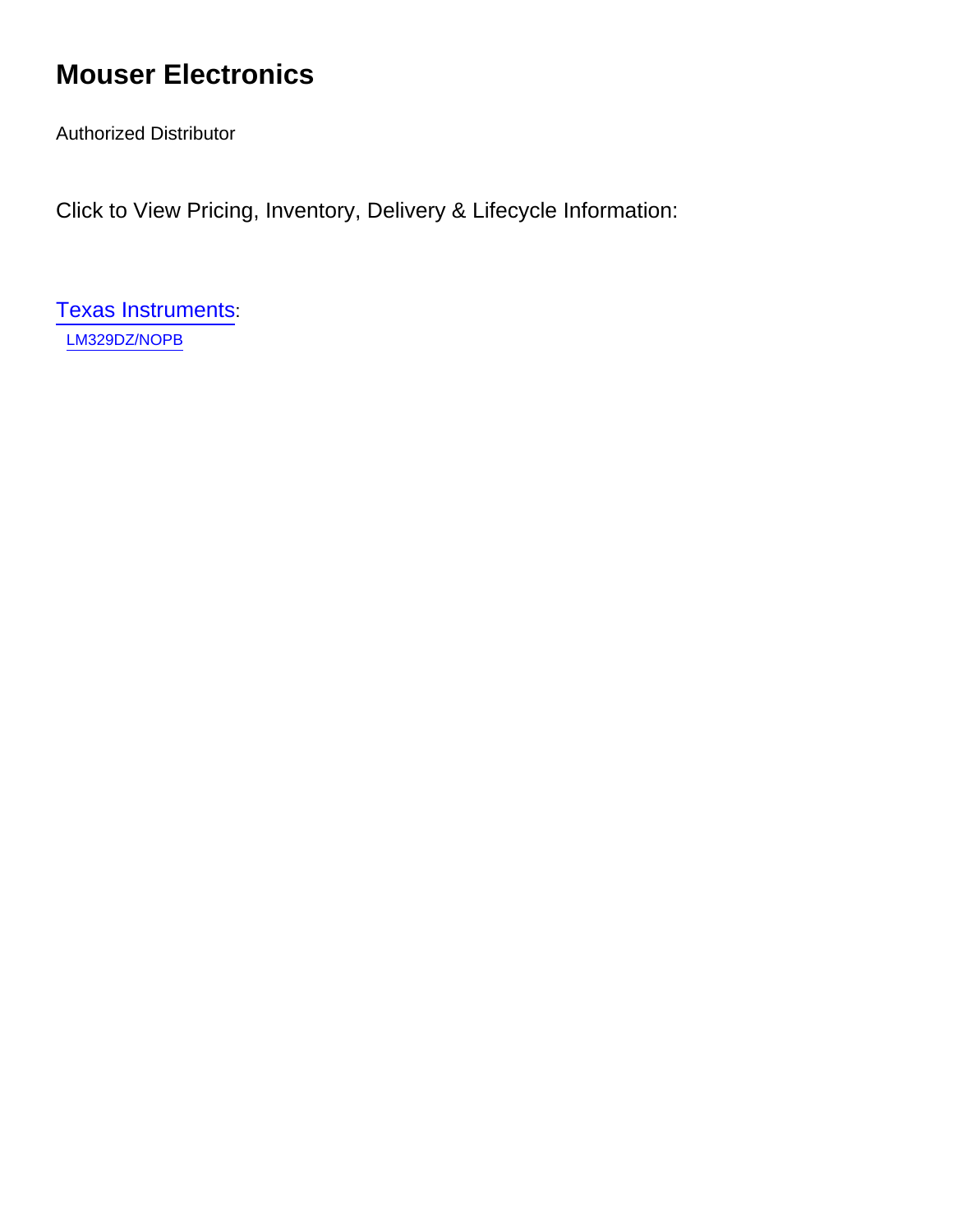# Mouser Electronics

Authorized Distributor

Click to View Pricing, Inventory, Delivery & Lifecycle Information:

Texas Instruments:

LM329DZ/NOPB